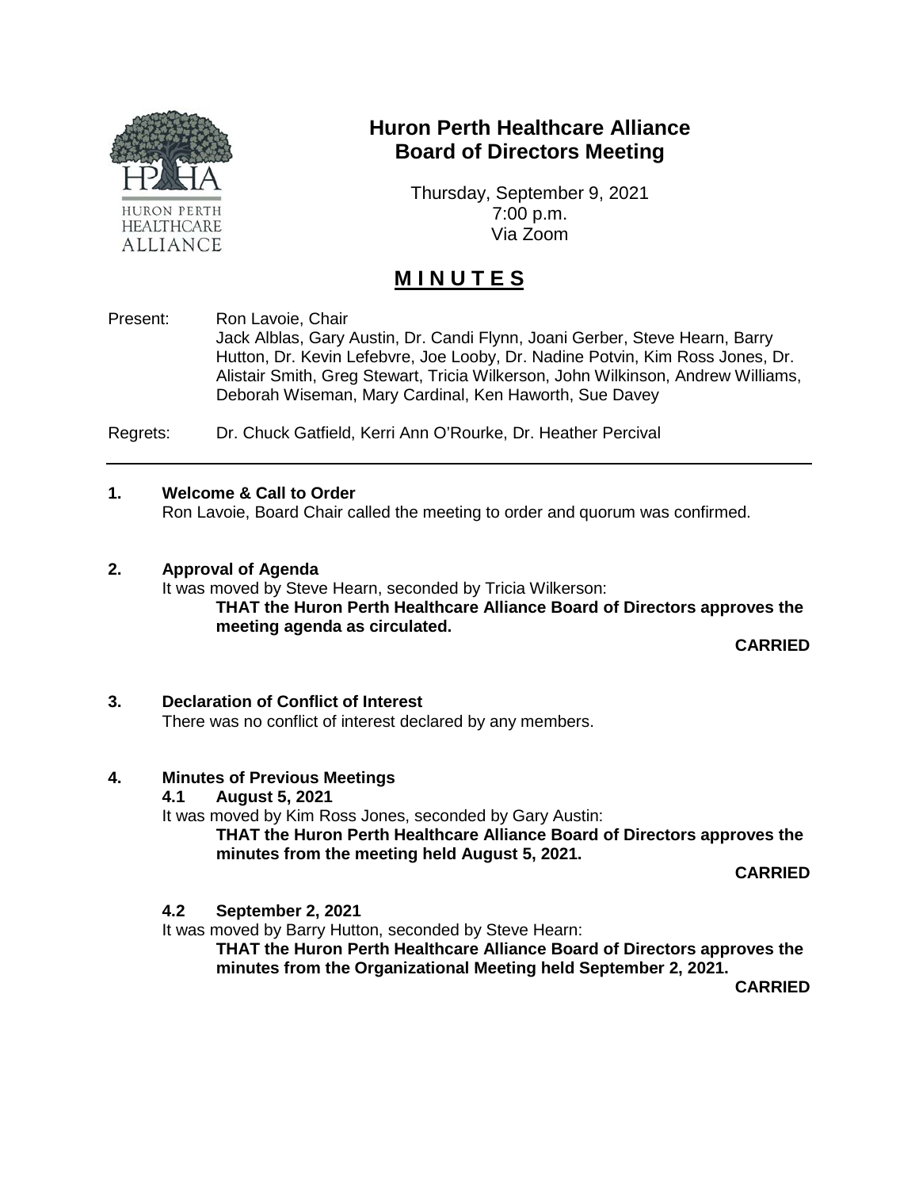# Huron Perth Healthcare Alliance
# Board of Directors Meeting

Thursday, September 9, 2021
7:00 p.m.
Via Zoom

## MINUTES

Present: Ron Lavoie, Chair
Jack Alblas, Gary Austin, Dr. Candi Flynn, Joani Gerber, Steve Hearn, Barry Hutton, Dr. Kevin Lefebvre, Joe Looby, Dr. Nadine Potvin, Kim Ross Jones, Dr. Alistair Smith, Greg Stewart, Tricia Wilkerson, John Wilkinson, Andrew Williams, Deborah Wiseman, Mary Cardinal, Ken Haworth, Sue Davey

Regrets: Dr. Chuck Gatfield, Kerri Ann O'Rourke, Dr. Heather Percival

---

### 1. Welcome & Call to Order

Ron Lavoie, Board Chair called the meeting to order and quorum was confirmed.

### 2. Approval of Agenda

It was moved by Steve Hearn, seconded by Tricia Wilkerson:

**THAT the Huron Perth Healthcare Alliance Board of Directors approves the meeting agenda as circulated.**

**CARRIED**

### 3. Declaration of Conflict of Interest

There was no conflict of interest declared by any members.

### 4. Minutes of Previous Meetings

#### 4.1 August 5, 2021

It was moved by Kim Ross Jones, seconded by Gary Austin:

**THAT the Huron Perth Healthcare Alliance Board of Directors approves the minutes from the meeting held August 5, 2021.**

**CARRIED**

#### 4.2 September 2, 2021

It was moved by Barry Hutton, seconded by Steve Hearn:

**THAT the Huron Perth Healthcare Alliance Board of Directors approves the minutes from the Organizational Meeting held September 2, 2021.**

**CARRIED**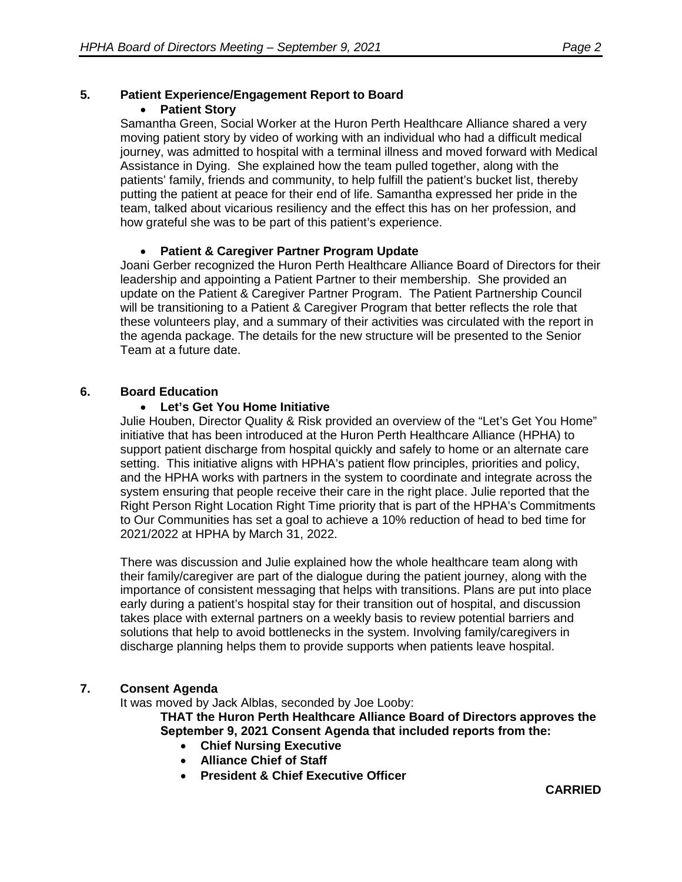## 5. Patient Experience/Engagement Report to Board

- **Patient Story**

Samantha Green, Social Worker at the Huron Perth Healthcare Alliance shared a very moving patient story by video of working with an individual who had a difficult medical journey, was admitted to hospital with a terminal illness and moved forward with Medical Assistance in Dying. She explained how the team pulled together, along with the patients' family, friends and community, to help fulfill the patient's bucket list, thereby putting the patient at peace for their end of life. Samantha expressed her pride in the team, talked about vicarious resiliency and the effect this has on her profession, and how grateful she was to be part of this patient's experience.

- **Patient & Caregiver Partner Program Update**

Joani Gerber recognized the Huron Perth Healthcare Alliance Board of Directors for their leadership and appointing a Patient Partner to their membership. She provided an update on the Patient & Caregiver Partner Program. The Patient Partnership Council will be transitioning to a Patient & Caregiver Program that better reflects the role that these volunteers play, and a summary of their activities was circulated with the report in the agenda package. The details for the new structure will be presented to the Senior Team at a future date.

## 6. Board Education

- **Let's Get You Home Initiative**

Julie Houben, Director Quality & Risk provided an overview of the "Let's Get You Home" initiative that has been introduced at the Huron Perth Healthcare Alliance (HPHA) to support patient discharge from hospital quickly and safely to home or an alternate care setting. This initiative aligns with HPHA's patient flow principles, priorities and policy, and the HPHA works with partners in the system to coordinate and integrate across the system ensuring that people receive their care in the right place. Julie reported that the Right Person Right Location Right Time priority that is part of the HPHA's Commitments to Our Communities has set a goal to achieve a 10% reduction of head to bed time for 2021/2022 at HPHA by March 31, 2022.

There was discussion and Julie explained how the whole healthcare team along with their family/caregiver are part of the dialogue during the patient journey, along with the importance of consistent messaging that helps with transitions. Plans are put into place early during a patient's hospital stay for their transition out of hospital, and discussion takes place with external partners on a weekly basis to review potential barriers and solutions that help to avoid bottlenecks in the system. Involving family/caregivers in discharge planning helps them to provide supports when patients leave hospital.

## 7. Consent Agenda

It was moved by Jack Alblas, seconded by Joe Looby:

**THAT the Huron Perth Healthcare Alliance Board of Directors approves the September 9, 2021 Consent Agenda that included reports from the:**

- **Chief Nursing Executive**
- **Alliance Chief of Staff**
- **President & Chief Executive Officer**

**CARRIED**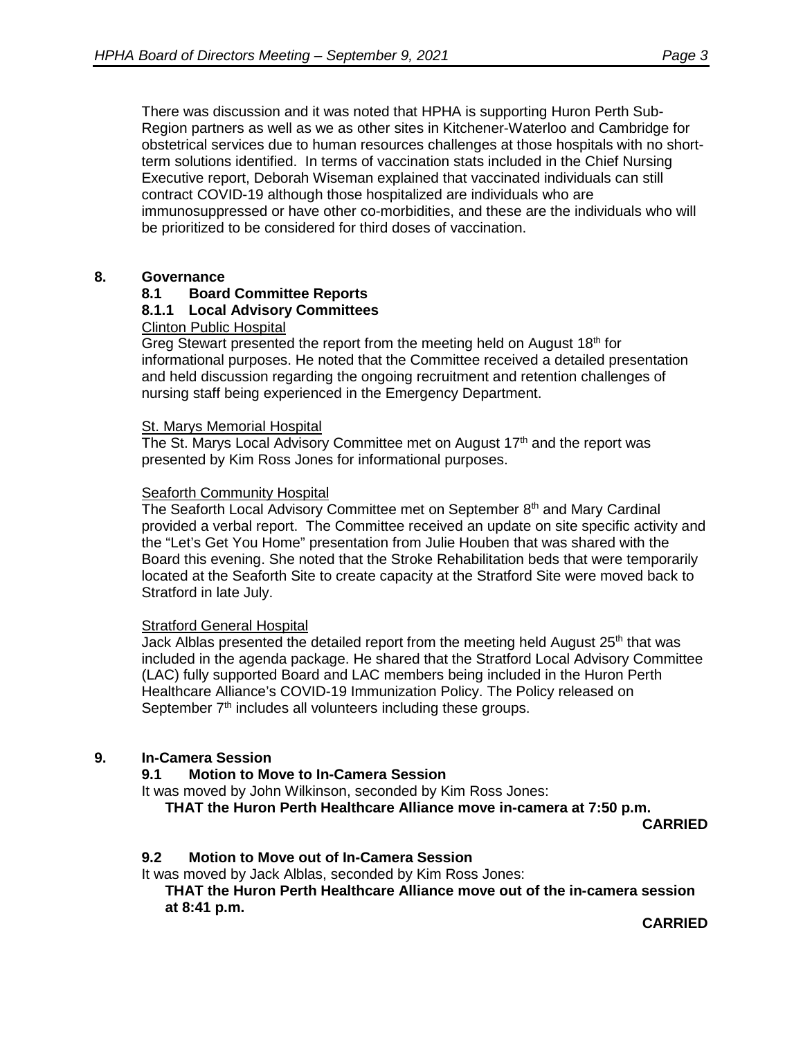There was discussion and it was noted that HPHA is supporting Huron Perth Sub-Region partners as well as we as other sites in Kitchener-Waterloo and Cambridge for obstetrical services due to human resources challenges at those hospitals with no short-term solutions identified. In terms of vaccination stats included in the Chief Nursing Executive report, Deborah Wiseman explained that vaccinated individuals can still contract COVID-19 although those hospitalized are individuals who are immunosuppressed or have other co-morbidities, and these are the individuals who will be prioritized to be considered for third doses of vaccination.

## 8. Governance

### 8.1 Board Committee Reports

#### 8.1.1 Local Advisory Committees

Clinton Public Hospital

Greg Stewart presented the report from the meeting held on August 18th for informational purposes. He noted that the Committee received a detailed presentation and held discussion regarding the ongoing recruitment and retention challenges of nursing staff being experienced in the Emergency Department.

St. Marys Memorial Hospital

The St. Marys Local Advisory Committee met on August 17th and the report was presented by Kim Ross Jones for informational purposes.

Seaforth Community Hospital

The Seaforth Local Advisory Committee met on September 8th and Mary Cardinal provided a verbal report. The Committee received an update on site specific activity and the "Let's Get You Home" presentation from Julie Houben that was shared with the Board this evening. She noted that the Stroke Rehabilitation beds that were temporarily located at the Seaforth Site to create capacity at the Stratford Site were moved back to Stratford in late July.

Stratford General Hospital

Jack Alblas presented the detailed report from the meeting held August 25th that was included in the agenda package. He shared that the Stratford Local Advisory Committee (LAC) fully supported Board and LAC members being included in the Huron Perth Healthcare Alliance's COVID-19 Immunization Policy. The Policy released on September 7th includes all volunteers including these groups.

## 9. In-Camera Session

### 9.1 Motion to Move to In-Camera Session

It was moved by John Wilkinson, seconded by Kim Ross Jones:

**THAT the Huron Perth Healthcare Alliance move in-camera at 7:50 p.m.**

**CARRIED**

### 9.2 Motion to Move out of In-Camera Session

It was moved by Jack Alblas, seconded by Kim Ross Jones:

**THAT the Huron Perth Healthcare Alliance move out of the in-camera session at 8:41 p.m.**

**CARRIED**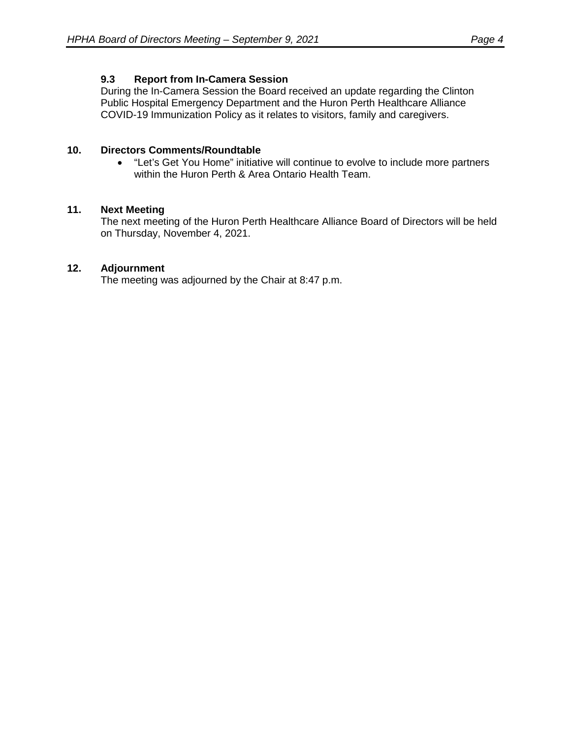### 9.3 Report from In-Camera Session

During the In-Camera Session the Board received an update regarding the Clinton Public Hospital Emergency Department and the Huron Perth Healthcare Alliance COVID-19 Immunization Policy as it relates to visitors, family and caregivers.

## 10. Directors Comments/Roundtable

- “Let’s Get You Home” initiative will continue to evolve to include more partners within the Huron Perth & Area Ontario Health Team.

## 11. Next Meeting

The next meeting of the Huron Perth Healthcare Alliance Board of Directors will be held on Thursday, November 4, 2021.

## 12. Adjournment

The meeting was adjourned by the Chair at 8:47 p.m.